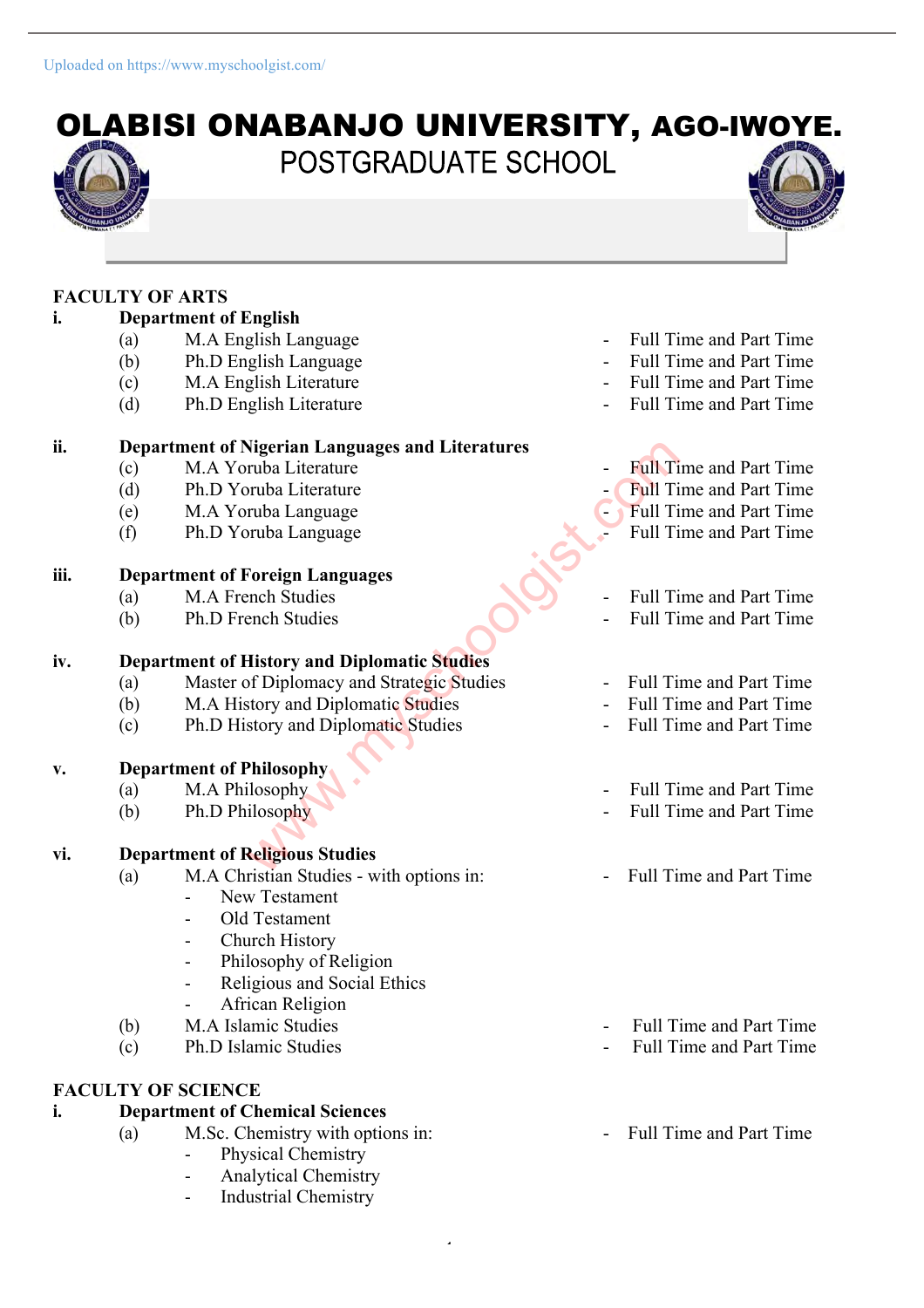# OLABISI ONABANJO UNIVERSITY, AGO-IWOYE.

## POSTGRADUATE SCHOOL

### FACULTY OF ARTS

**i. Department of English**

- (a) M.A English Language - Full Time and Part Time
- (b) Ph.D English Language - Full Time and Part Time
- (c) M.A English Literature - Full Time and Part Time
- (d) Ph.D English Literature - Full Time and Part Time

**ii. Department of Nigerian Languages and Literatures**

- (c) M.A Yoruba Literature - Full Time and Part Time
- (d) Ph.D Yoruba Literature - Full Time and Part Time
- (e) M.A Yoruba Language - Full Time and Part Time
- (f) Ph.D Yoruba Language - Full Time and Part Time

**iii. Department of Foreign Languages**

- (a) M.A French Studies - Full Time and Part Time
- (b) Ph.D French Studies - Full Time and Part Time

**iv. Department of History and Diplomatic Studies**

- (a) Master of Diplomacy and Strategic Studies - Full Time and Part Time
- (b) M.A History and Diplomatic Studies - Full Time and Part Time
- (c) Ph.D History and Diplomatic Studies - Full Time and Part Time

**v. Department of Philosophy**

- (a) M.A Philosophy - Full Time and Part Time
- (b) Ph.D Philosophy - Full Time and Part Time

**vi. Department of Religious Studies**

- (a) M.A Christian Studies - with options in: - Full Time and Part Time
  - New Testament
  - Old Testament
  - Church History
  - Philosophy of Religion
  - Religious and Social Ethics
  - African Religion
- (b) M.A Islamic Studies - Full Time and Part Time
- (c) Ph.D Islamic Studies - Full Time and Part Time

### FACULTY OF SCIENCE

**i. Department of Chemical Sciences**

- (a) M.Sc. Chemistry with options in: - Full Time and Part Time
  - Physical Chemistry
  - Analytical Chemistry
  - Industrial Chemistry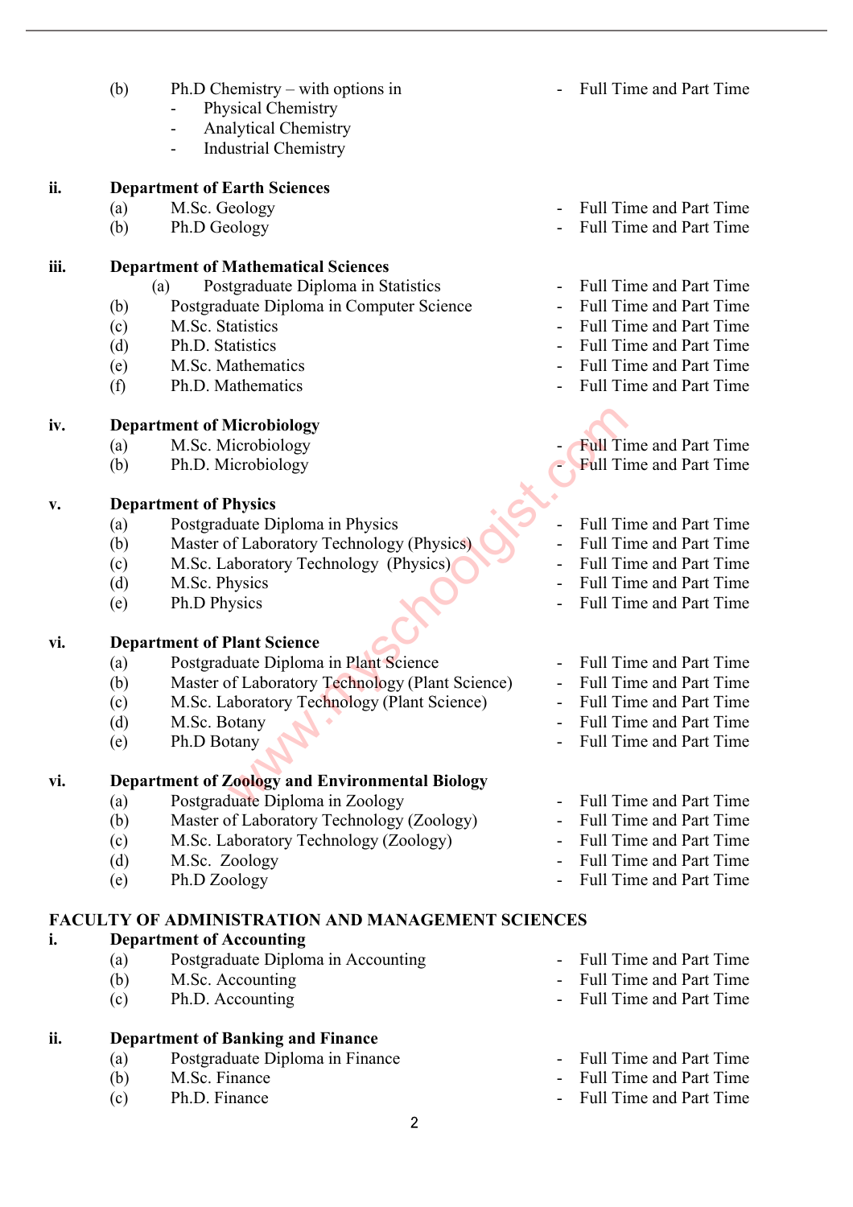(b) Ph.D Chemistry – with options in - Full Time and Part Time
- Physical Chemistry
- Analytical Chemistry
- Industrial Chemistry

**ii. Department of Earth Sciences**

(a) M.Sc. Geology - Full Time and Part Time
(b) Ph.D Geology - Full Time and Part Time

**iii. Department of Mathematical Sciences**

(a) Postgraduate Diploma in Statistics - Full Time and Part Time
(b) Postgraduate Diploma in Computer Science - Full Time and Part Time
(c) M.Sc. Statistics - Full Time and Part Time
(d) Ph.D. Statistics - Full Time and Part Time
(e) M.Sc. Mathematics - Full Time and Part Time
(f) Ph.D. Mathematics - Full Time and Part Time

**iv. Department of Microbiology**

(a) M.Sc. Microbiology - Full Time and Part Time
(b) Ph.D. Microbiology - Full Time and Part Time

**v. Department of Physics**

(a) Postgraduate Diploma in Physics - Full Time and Part Time
(b) Master of Laboratory Technology (Physics) - Full Time and Part Time
(c) M.Sc. Laboratory Technology (Physics) - Full Time and Part Time
(d) M.Sc. Physics - Full Time and Part Time
(e) Ph.D Physics - Full Time and Part Time

**vi. Department of Plant Science**

(a) Postgraduate Diploma in Plant Science - Full Time and Part Time
(b) Master of Laboratory Technology (Plant Science) - Full Time and Part Time
(c) M.Sc. Laboratory Technology (Plant Science) - Full Time and Part Time
(d) M.Sc. Botany - Full Time and Part Time
(e) Ph.D Botany - Full Time and Part Time

**vi. Department of Zoology and Environmental Biology**

(a) Postgraduate Diploma in Zoology - Full Time and Part Time
(b) Master of Laboratory Technology (Zoology) - Full Time and Part Time
(c) M.Sc. Laboratory Technology (Zoology) - Full Time and Part Time
(d) M.Sc. Zoology - Full Time and Part Time
(e) Ph.D Zoology - Full Time and Part Time

## FACULTY OF ADMINISTRATION AND MANAGEMENT SCIENCES

**i. Department of Accounting**

(a) Postgraduate Diploma in Accounting - Full Time and Part Time
(b) M.Sc. Accounting - Full Time and Part Time
(c) Ph.D. Accounting - Full Time and Part Time

**ii. Department of Banking and Finance**

(a) Postgraduate Diploma in Finance - Full Time and Part Time
(b) M.Sc. Finance - Full Time and Part Time
(c) Ph.D. Finance - Full Time and Part Time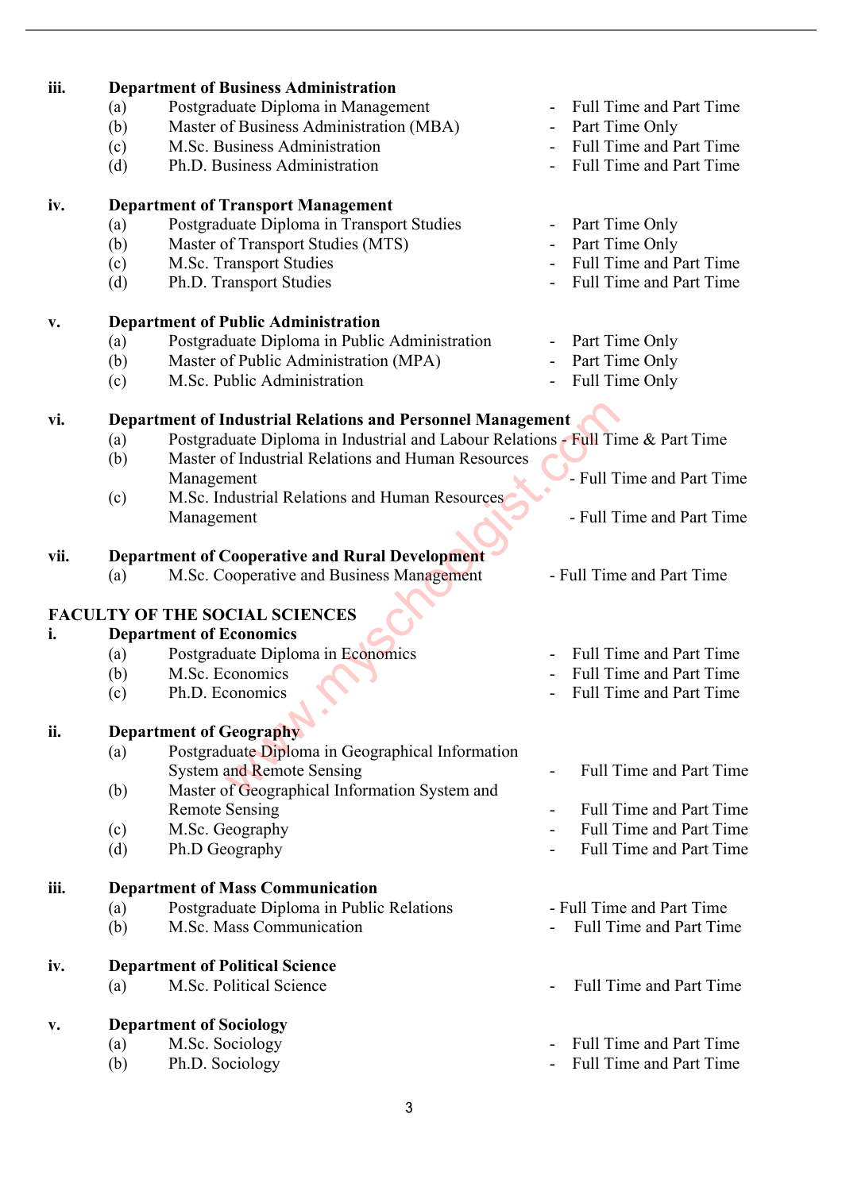**iii. Department of Business Administration**

- (a) Postgraduate Diploma in Management - Full Time and Part Time
- (b) Master of Business Administration (MBA) - Part Time Only
- (c) M.Sc. Business Administration - Full Time and Part Time
- (d) Ph.D. Business Administration - Full Time and Part Time

**iv. Department of Transport Management**

- (a) Postgraduate Diploma in Transport Studies - Part Time Only
- (b) Master of Transport Studies (MTS) - Part Time Only
- (c) M.Sc. Transport Studies - Full Time and Part Time
- (d) Ph.D. Transport Studies - Full Time and Part Time

**v. Department of Public Administration**

- (a) Postgraduate Diploma in Public Administration - Part Time Only
- (b) Master of Public Administration (MPA) - Part Time Only
- (c) M.Sc. Public Administration - Full Time Only

**vi. Department of Industrial Relations and Personnel Management**

- (a) Postgraduate Diploma in Industrial and Labour Relations - Full Time & Part Time
- (b) Master of Industrial Relations and Human Resources Management - Full Time and Part Time
- (c) M.Sc. Industrial Relations and Human Resources Management - Full Time and Part Time

**vii. Department of Cooperative and Rural Development**

- (a) M.Sc. Cooperative and Business Management - Full Time and Part Time

## FACULTY OF THE SOCIAL SCIENCES

**i. Department of Economics**

- (a) Postgraduate Diploma in Economics - Full Time and Part Time
- (b) M.Sc. Economics - Full Time and Part Time
- (c) Ph.D. Economics - Full Time and Part Time

**ii. Department of Geography**

- (a) Postgraduate Diploma in Geographical Information System and Remote Sensing - Full Time and Part Time
- (b) Master of Geographical Information System and Remote Sensing - Full Time and Part Time
- (c) M.Sc. Geography - Full Time and Part Time
- (d) Ph.D Geography - Full Time and Part Time

**iii. Department of Mass Communication**

- (a) Postgraduate Diploma in Public Relations - Full Time and Part Time
- (b) M.Sc. Mass Communication - Full Time and Part Time

**iv. Department of Political Science**

- (a) M.Sc. Political Science - Full Time and Part Time

**v. Department of Sociology**

- (a) M.Sc. Sociology - Full Time and Part Time
- (b) Ph.D. Sociology - Full Time and Part Time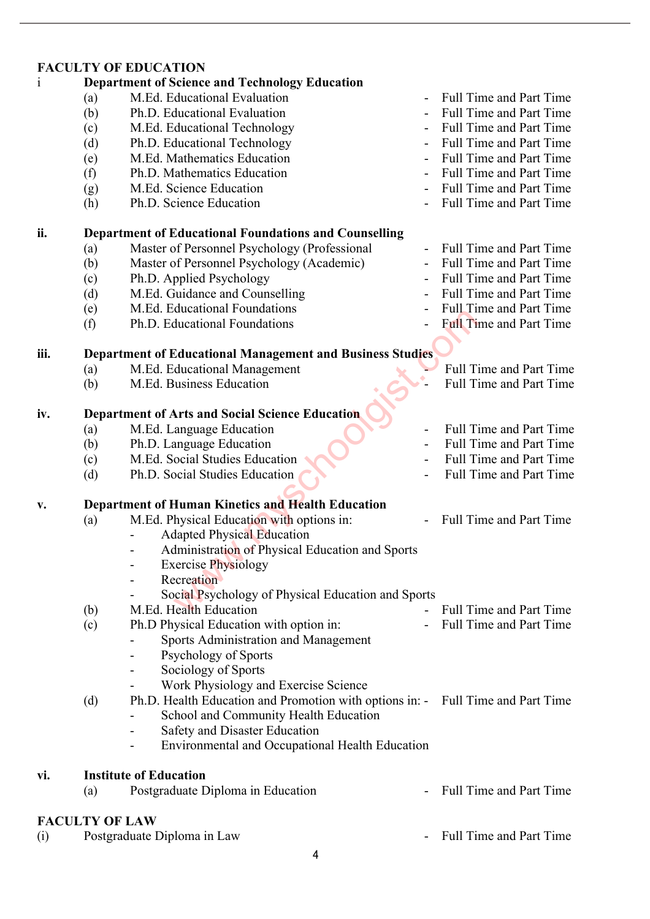## FACULTY OF EDUCATION

i **Department of Science and Technology Education**

| | | | |
|---|---|---|---|
| (a) | M.Ed. Educational Evaluation | - | Full Time and Part Time |
| (b) | Ph.D. Educational Evaluation | - | Full Time and Part Time |
| (c) | M.Ed. Educational Technology | - | Full Time and Part Time |
| (d) | Ph.D. Educational Technology | - | Full Time and Part Time |
| (e) | M.Ed. Mathematics Education | - | Full Time and Part Time |
| (f) | Ph.D. Mathematics Education | - | Full Time and Part Time |
| (g) | M.Ed. Science Education | - | Full Time and Part Time |
| (h) | Ph.D. Science Education | - | Full Time and Part Time |

ii. **Department of Educational Foundations and Counselling**

| | | | |
|---|---|---|---|
| (a) | Master of Personnel Psychology (Professional | - | Full Time and Part Time |
| (b) | Master of Personnel Psychology (Academic) | - | Full Time and Part Time |
| (c) | Ph.D. Applied Psychology | - | Full Time and Part Time |
| (d) | M.Ed. Guidance and Counselling | - | Full Time and Part Time |
| (e) | M.Ed. Educational Foundations | - | Full Time and Part Time |
| (f) | Ph.D. Educational Foundations | - | Full Time and Part Time |

iii. **Department of Educational Management and Business Studies**

| | | | |
|---|---|---|---|
| (a) | M.Ed. Educational Management | - | Full Time and Part Time |
| (b) | M.Ed. Business Education | - | Full Time and Part Time |

iv. **Department of Arts and Social Science Education**

| | | | |
|---|---|---|---|
| (a) | M.Ed. Language Education | - | Full Time and Part Time |
| (b) | Ph.D. Language Education | - | Full Time and Part Time |
| (c) | M.Ed. Social Studies Education | - | Full Time and Part Time |
| (d) | Ph.D. Social Studies Education | - | Full Time and Part Time |

v. **Department of Human Kinetics and Health Education**

(a) M.Ed. Physical Education with options in: - Full Time and Part Time
- Adapted Physical Education
- Administration of Physical Education and Sports
- Exercise Physiology
- Recreation
- Social Psychology of Physical Education and Sports

(b) M.Ed. Health Education - Full Time and Part Time

(c) Ph.D Physical Education with option in: - Full Time and Part Time
- Sports Administration and Management
- Psychology of Sports
- Sociology of Sports
- Work Physiology and Exercise Science

(d) Ph.D. Health Education and Promotion with options in: - Full Time and Part Time
- School and Community Health Education
- Safety and Disaster Education
- Environmental and Occupational Health Education

vi. **Institute of Education**

| | | | |
|---|---|---|---|
| (a) | Postgraduate Diploma in Education | - | Full Time and Part Time |

## FACULTY OF LAW

| | | | |
|---|---|---|---|
| (i) | Postgraduate Diploma in Law | - | Full Time and Part Time |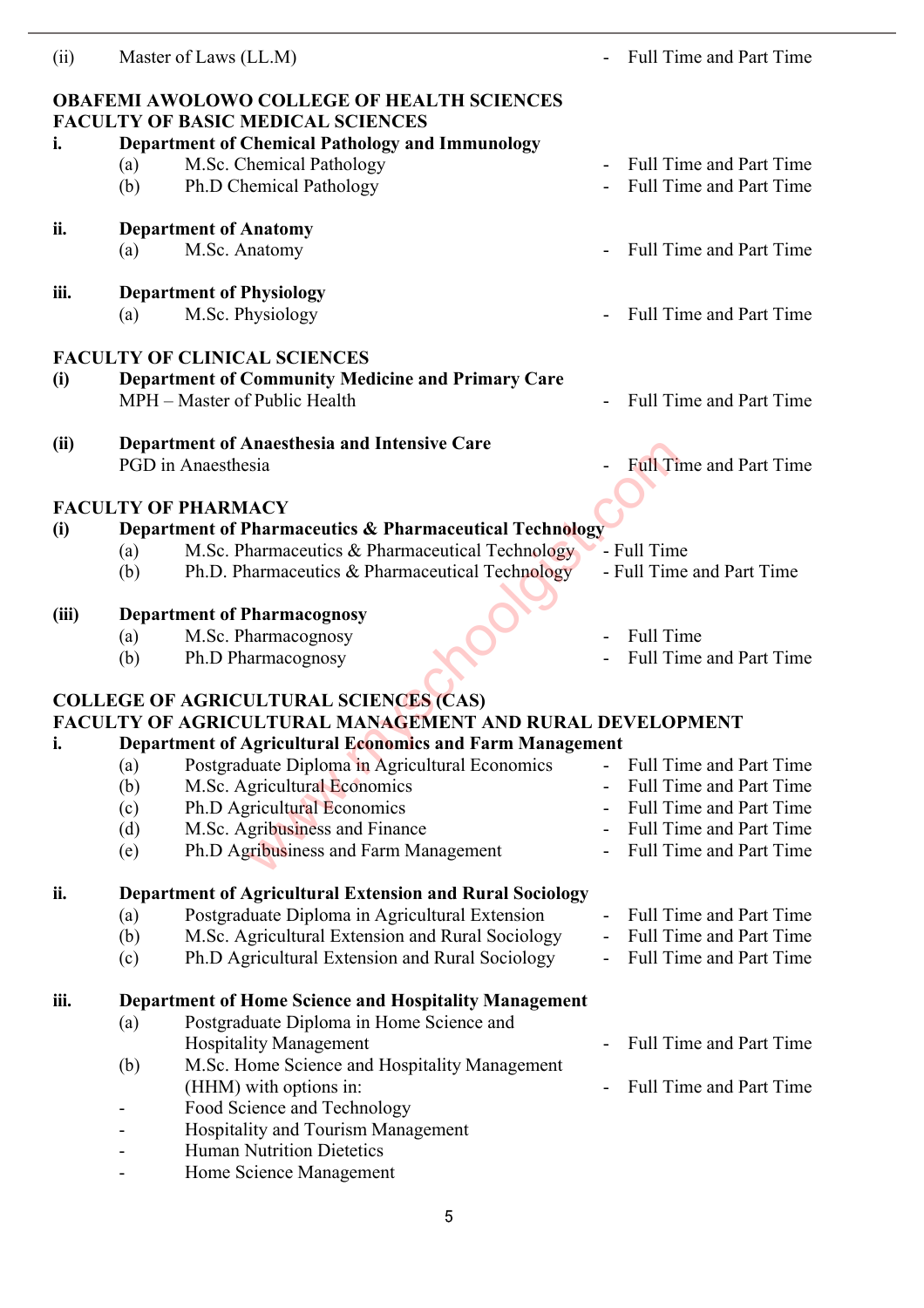(ii) Master of Laws (LL.M) - Full Time and Part Time

**OBAFEMI AWOLOWO COLLEGE OF HEALTH SCIENCES**
**FACULTY OF BASIC MEDICAL SCIENCES**

**i. Department of Chemical Pathology and Immunology**
- (a) M.Sc. Chemical Pathology - Full Time and Part Time
- (b) Ph.D Chemical Pathology - Full Time and Part Time

**ii. Department of Anatomy**
- (a) M.Sc. Anatomy - Full Time and Part Time

**iii. Department of Physiology**
- (a) M.Sc. Physiology - Full Time and Part Time

**FACULTY OF CLINICAL SCIENCES**

**(i) Department of Community Medicine and Primary Care**
MPH – Master of Public Health - Full Time and Part Time

**(ii) Department of Anaesthesia and Intensive Care**
PGD in Anaesthesia - Full Time and Part Time

**FACULTY OF PHARMACY**

**(i) Department of Pharmaceutics & Pharmaceutical Technology**
- (a) M.Sc. Pharmaceutics & Pharmaceutical Technology - Full Time
- (b) Ph.D. Pharmaceutics & Pharmaceutical Technology - Full Time and Part Time

**(iii) Department of Pharmacognosy**
- (a) M.Sc. Pharmacognosy - Full Time
- (b) Ph.D Pharmacognosy - Full Time and Part Time

**COLLEGE OF AGRICULTURAL SCIENCES (CAS)**
**FACULTY OF AGRICULTURAL MANAGEMENT AND RURAL DEVELOPMENT**

**i. Department of Agricultural Economics and Farm Management**
- (a) Postgraduate Diploma in Agricultural Economics - Full Time and Part Time
- (b) M.Sc. Agricultural Economics - Full Time and Part Time
- (c) Ph.D Agricultural Economics - Full Time and Part Time
- (d) M.Sc. Agribusiness and Finance - Full Time and Part Time
- (e) Ph.D Agribusiness and Farm Management - Full Time and Part Time

**ii. Department of Agricultural Extension and Rural Sociology**
- (a) Postgraduate Diploma in Agricultural Extension - Full Time and Part Time
- (b) M.Sc. Agricultural Extension and Rural Sociology - Full Time and Part Time
- (c) Ph.D Agricultural Extension and Rural Sociology - Full Time and Part Time

**iii. Department of Home Science and Hospitality Management**
- (a) Postgraduate Diploma in Home Science and Hospitality Management - Full Time and Part Time
- (b) M.Sc. Home Science and Hospitality Management (HHM) with options in: - Full Time and Part Time
  - Food Science and Technology
  - Hospitality and Tourism Management
  - Human Nutrition Dietetics
  - Home Science Management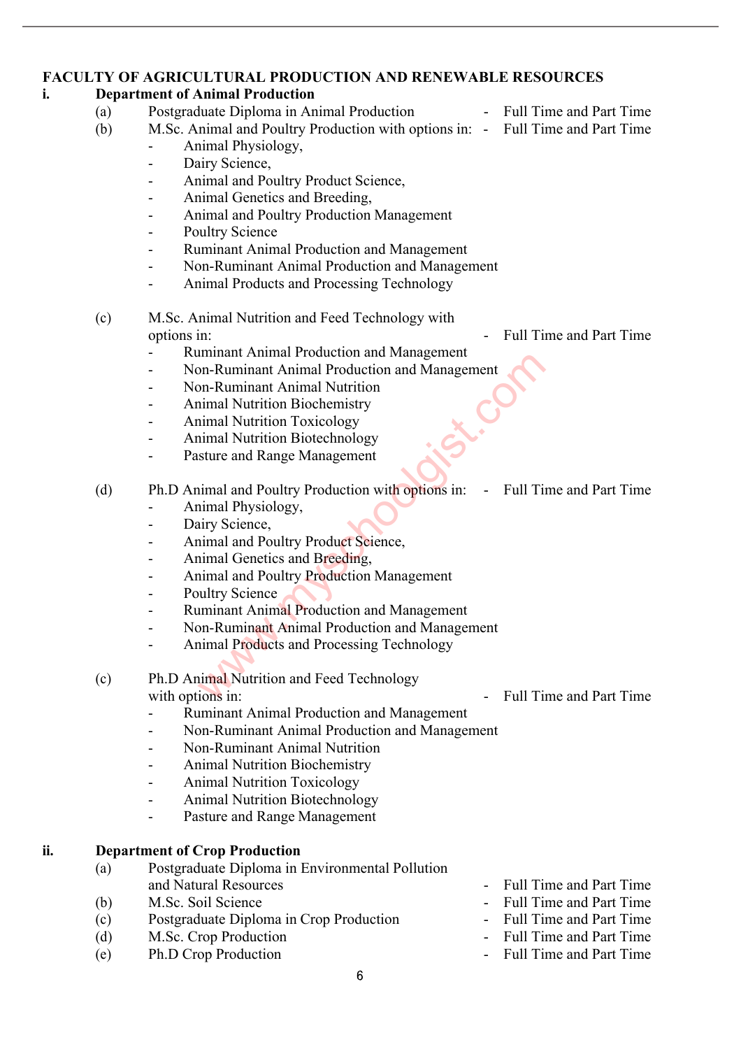## FACULTY OF AGRICULTURAL PRODUCTION AND RENEWABLE RESOURCES

### i. Department of Animal Production

(a) Postgraduate Diploma in Animal Production - Full Time and Part Time

(b) M.Sc. Animal and Poultry Production with options in: - Full Time and Part Time
- Animal Physiology,
- Dairy Science,
- Animal and Poultry Product Science,
- Animal Genetics and Breeding,
- Animal and Poultry Production Management
- Poultry Science
- Ruminant Animal Production and Management
- Non-Ruminant Animal Production and Management
- Animal Products and Processing Technology

(c) M.Sc. Animal Nutrition and Feed Technology with options in: - Full Time and Part Time
- Ruminant Animal Production and Management
- Non-Ruminant Animal Production and Management
- Non-Ruminant Animal Nutrition
- Animal Nutrition Biochemistry
- Animal Nutrition Toxicology
- Animal Nutrition Biotechnology
- Pasture and Range Management

(d) Ph.D Animal and Poultry Production with options in: - Full Time and Part Time
- Animal Physiology,
- Dairy Science,
- Animal and Poultry Product Science,
- Animal Genetics and Breeding,
- Animal and Poultry Production Management
- Poultry Science
- Ruminant Animal Production and Management
- Non-Ruminant Animal Production and Management
- Animal Products and Processing Technology

(c) Ph.D Animal Nutrition and Feed Technology with options in: - Full Time and Part Time
- Ruminant Animal Production and Management
- Non-Ruminant Animal Production and Management
- Non-Ruminant Animal Nutrition
- Animal Nutrition Biochemistry
- Animal Nutrition Toxicology
- Animal Nutrition Biotechnology
- Pasture and Range Management

### ii. Department of Crop Production

(a) Postgraduate Diploma in Environmental Pollution and Natural Resources - Full Time and Part Time

(b) M.Sc. Soil Science - Full Time and Part Time

(c) Postgraduate Diploma in Crop Production - Full Time and Part Time

(d) M.Sc. Crop Production - Full Time and Part Time

(e) Ph.D Crop Production - Full Time and Part Time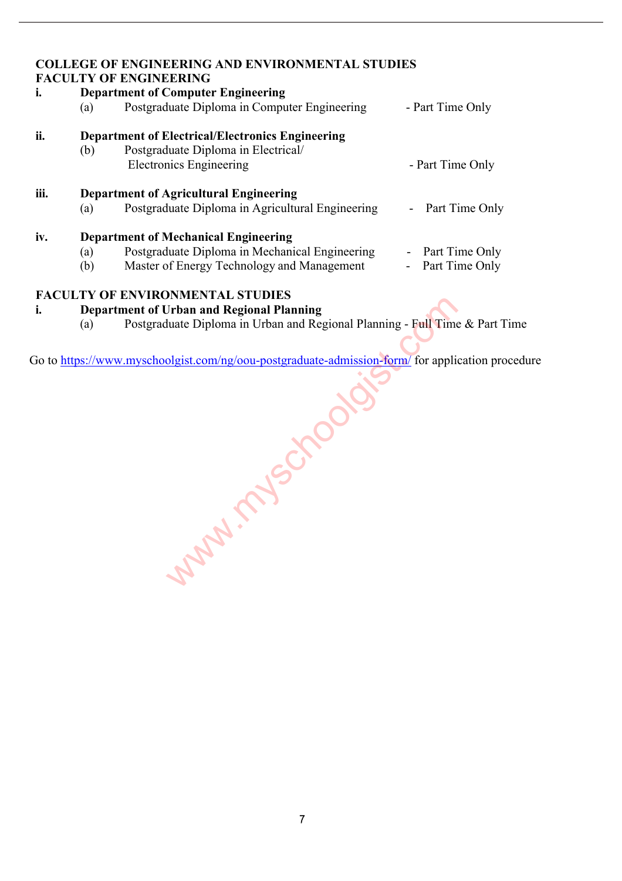## COLLEGE OF ENGINEERING AND ENVIRONMENTAL STUDIES

### FACULTY OF ENGINEERING

**i. Department of Computer Engineering**

(a) Postgraduate Diploma in Computer Engineering - Part Time Only

**ii. Department of Electrical/Electronics Engineering**

(b) Postgraduate Diploma in Electrical/ Electronics Engineering - Part Time Only

**iii. Department of Agricultural Engineering**

(a) Postgraduate Diploma in Agricultural Engineering - Part Time Only

**iv. Department of Mechanical Engineering**

(a) Postgraduate Diploma in Mechanical Engineering - Part Time Only

(b) Master of Energy Technology and Management - Part Time Only

### FACULTY OF ENVIRONMENTAL STUDIES

**i. Department of Urban and Regional Planning**

(a) Postgraduate Diploma in Urban and Regional Planning - Full Time & Part Time

Go to https://www.myschoolgist.com/ng/oou-postgraduate-admission-form/ for application procedure